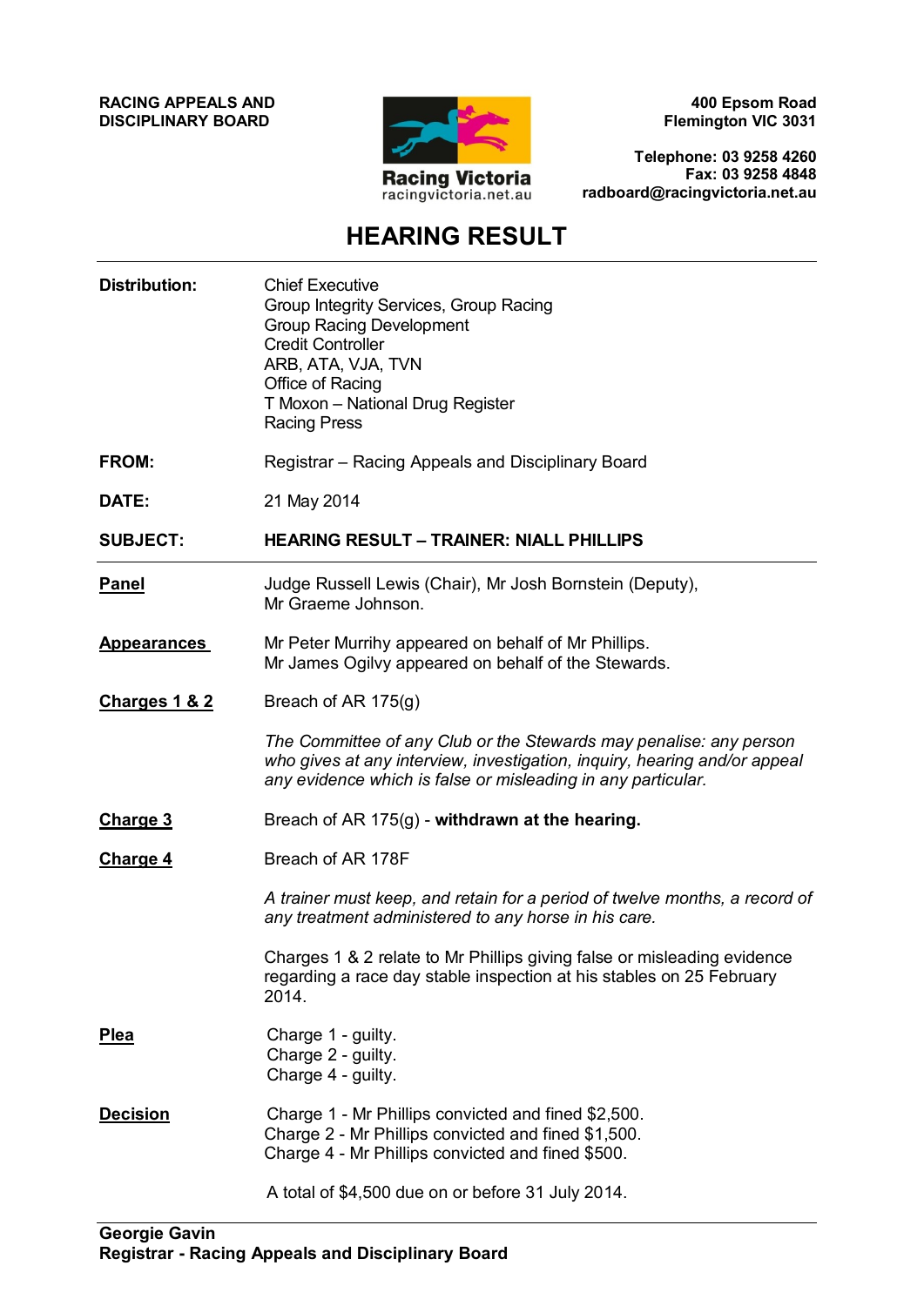**RACING APPEALS AND DISCIPLINARY BOARD**

Racing Victoria
racingvictoria.net.au

**400 Epsom Road**
**Flemington VIC 3031**

**Telephone: 03 9258 4260**
**Fax: 03 9258 4848**
**radboard@racingvictoria.net.au**

# HEARING RESULT

---

**Distribution:** Chief Executive
Group Integrity Services, Group Racing
Group Racing Development
Credit Controller
ARB, ATA, VJA, TVN
Office of Racing
T Moxon – National Drug Register
Racing Press

**FROM:** Registrar – Racing Appeals and Disciplinary Board

**DATE:** 21 May 2014

**SUBJECT:** **HEARING RESULT – TRAINER: NIALL PHILLIPS**

---

**Panel** Judge Russell Lewis (Chair), Mr Josh Bornstein (Deputy), Mr Graeme Johnson.

**Appearances** Mr Peter Murrihy appeared on behalf of Mr Phillips.
Mr James Ogilvy appeared on behalf of the Stewards.

**Charges 1 & 2** Breach of AR 175(g)

*The Committee of any Club or the Stewards may penalise: any person who gives at any interview, investigation, inquiry, hearing and/or appeal any evidence which is false or misleading in any particular.*

**Charge 3** Breach of AR 175(g) - **withdrawn at the hearing.**

**Charge 4** Breach of AR 178F

*A trainer must keep, and retain for a period of twelve months, a record of any treatment administered to any horse in his care.*

Charges 1 & 2 relate to Mr Phillips giving false or misleading evidence regarding a race day stable inspection at his stables on 25 February 2014.

**Plea**
Charge 1 - guilty.
Charge 2 - guilty.
Charge 4 - guilty.

**Decision**
Charge 1 - Mr Phillips convicted and fined $2,500.
Charge 2 - Mr Phillips convicted and fined $1,500.
Charge 4 - Mr Phillips convicted and fined $500.

A total of $4,500 due on or before 31 July 2014.

---

**Georgie Gavin**
**Registrar - Racing Appeals and Disciplinary Board**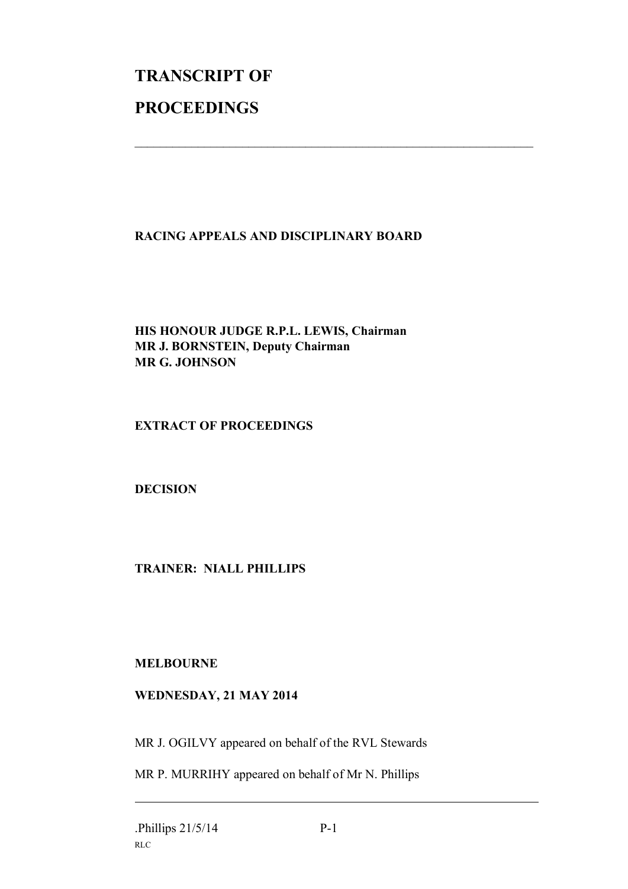# TRANSCRIPT OF

# PROCEEDINGS

---

**RACING APPEALS AND DISCIPLINARY BOARD**

**HIS HONOUR JUDGE R.P.L. LEWIS, Chairman**
**MR J. BORNSTEIN, Deputy Chairman**
**MR G. JOHNSON**

**EXTRACT OF PROCEEDINGS**

**DECISION**

**TRAINER: NIALL PHILLIPS**

**MELBOURNE**

**WEDNESDAY, 21 MAY 2014**

MR J. OGILVY appeared on behalf of the RVL Stewards

MR P. MURRIHY appeared on behalf of Mr N. Phillips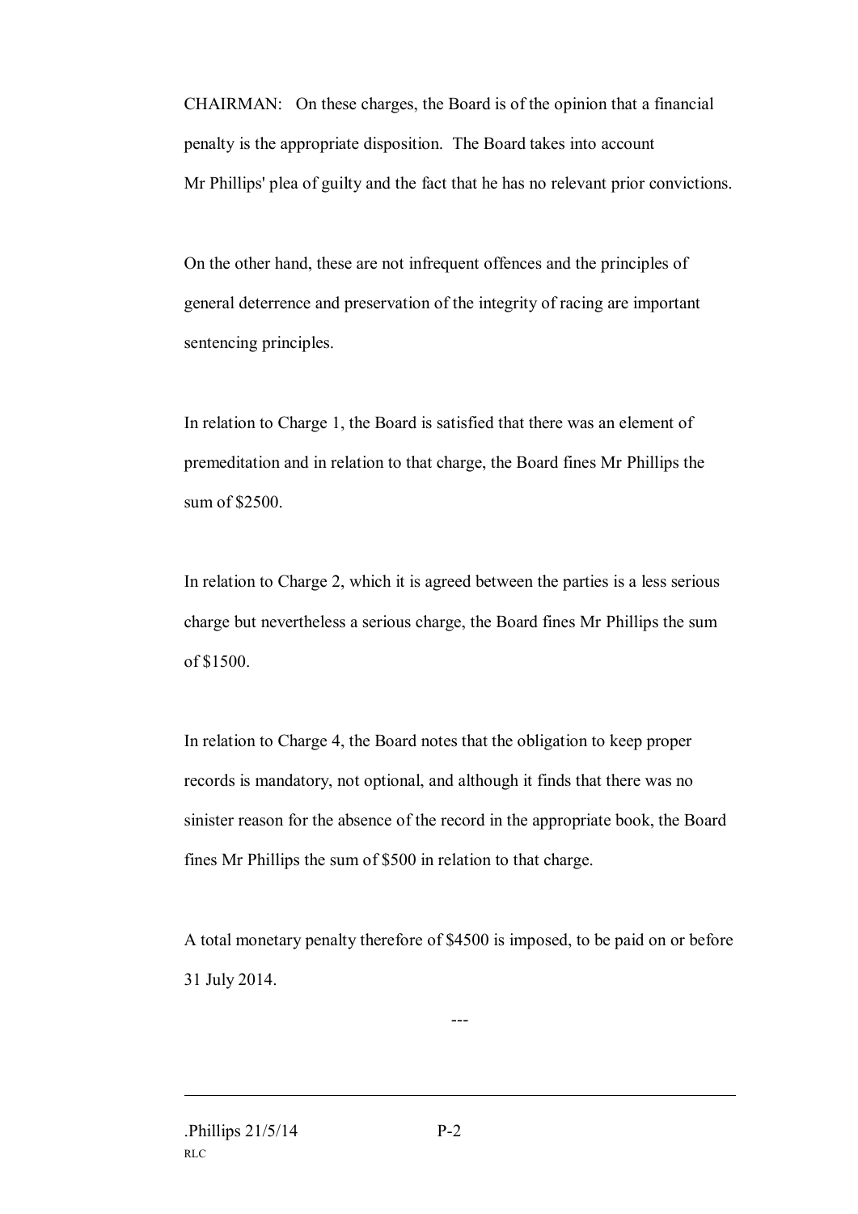CHAIRMAN: On these charges, the Board is of the opinion that a financial penalty is the appropriate disposition. The Board takes into account Mr Phillips' plea of guilty and the fact that he has no relevant prior convictions.

On the other hand, these are not infrequent offences and the principles of general deterrence and preservation of the integrity of racing are important sentencing principles.

In relation to Charge 1, the Board is satisfied that there was an element of premeditation and in relation to that charge, the Board fines Mr Phillips the sum of $2500.

In relation to Charge 2, which it is agreed between the parties is a less serious charge but nevertheless a serious charge, the Board fines Mr Phillips the sum of $1500.

In relation to Charge 4, the Board notes that the obligation to keep proper records is mandatory, not optional, and although it finds that there was no sinister reason for the absence of the record in the appropriate book, the Board fines Mr Phillips the sum of $500 in relation to that charge.

A total monetary penalty therefore of $4500 is imposed, to be paid on or before 31 July 2014.

---